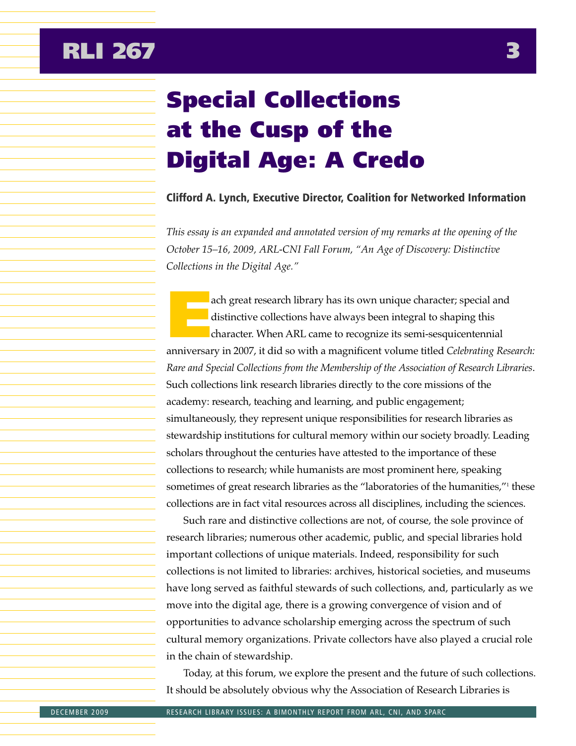# Special Collections at the Cusp of the Digital Age: A Credo

**Clifford A. Lynch, Executive Director, Coalition for Networked Information**

*This essay is an expanded and annotated version of my remarks at the opening of the October 15–16, 2009, ARL-CNI Fall Forum, "An Age of Discovery: Distinctive Collections in the Digital Age."*

Each great research library has its own unique character; special and distinctive collections have always been integral to shaping this character. When ARL came to recognize its semi-sesquicentennial anniversary in 2007, it did so with a magnificent volume titled *Celebrating Research: Rare and Special Collections from the Membership of the Association of Research Libraries*. Such collections link research libraries directly to the core missions of the academy: research, teaching and learning, and public engagement; simultaneously, they represent unique responsibilities for research libraries as stewardship institutions for cultural memory within our society broadly. Leading scholars throughout the centuries have attested to the importance of these collections to research; while humanists are most prominent here, speaking sometimes of great research libraries as the "laboratories of the humanities,"[1] these collections are in fact vital resources across all disciplines, including the sciences.

Such rare and distinctive collections are not, of course, the sole province of research libraries; numerous other academic, public, and special libraries hold important collections of unique materials. Indeed, responsibility for such collections is not limited to libraries: archives, historical societies, and museums have long served as faithful stewards of such collections, and, particularly as we move into the digital age, there is a growing convergence of vision and of opportunities to advance scholarship emerging across the spectrum of such cultural memory organizations. Private collectors have also played a crucial role in the chain of stewardship.

Today, at this forum, we explore the present and the future of such collections. It should be absolutely obvious why the Association of Research Libraries is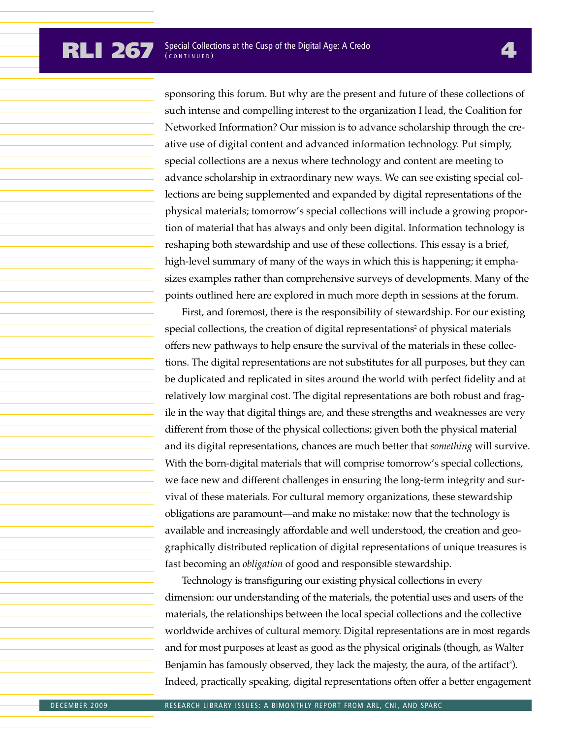sponsoring this forum. But why are the present and future of these collections of such intense and compelling interest to the organization I lead, the Coalition for Networked Information? Our mission is to advance scholarship through the creative use of digital content and advanced information technology. Put simply, special collections are a nexus where technology and content are meeting to advance scholarship in extraordinary new ways. We can see existing special collections are being supplemented and expanded by digital representations of the physical materials; tomorrow's special collections will include a growing proportion of material that has always and only been digital. Information technology is reshaping both stewardship and use of these collections. This essay is a brief, high-level summary of many of the ways in which this is happening; it emphasizes examples rather than comprehensive surveys of developments. Many of the points outlined here are explored in much more depth in sessions at the forum.

First, and foremost, there is the responsibility of stewardship. For our existing special collections, the creation of digital representations[2] of physical materials offers new pathways to help ensure the survival of the materials in these collections. The digital representations are not substitutes for all purposes, but they can be duplicated and replicated in sites around the world with perfect fidelity and at relatively low marginal cost. The digital representations are both robust and fragile in the way that digital things are, and these strengths and weaknesses are very different from those of the physical collections; given both the physical material and its digital representations, chances are much better that *something* will survive. With the born-digital materials that will comprise tomorrow's special collections, we face new and different challenges in ensuring the long-term integrity and survival of these materials. For cultural memory organizations, these stewardship obligations are paramount—and make no mistake: now that the technology is available and increasingly affordable and well understood, the creation and geographically distributed replication of digital representations of unique treasures is fast becoming an *obligation* of good and responsible stewardship.

Technology is transfiguring our existing physical collections in every dimension: our understanding of the materials, the potential uses and users of the materials, the relationships between the local special collections and the collective worldwide archives of cultural memory. Digital representations are in most regards and for most purposes at least as good as the physical originals (though, as Walter Benjamin has famously observed, they lack the majesty, the aura, of the artifact[3]). Indeed, practically speaking, digital representations often offer a better engagement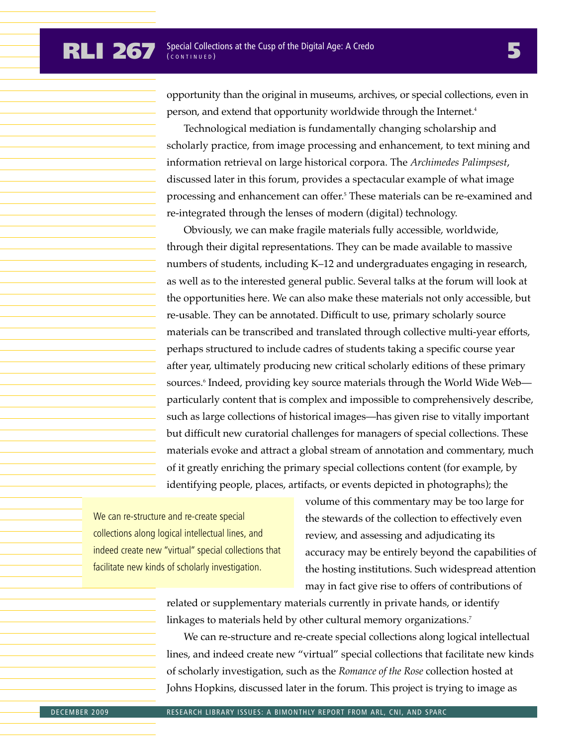opportunity than the original in museums, archives, or special collections, even in person, and extend that opportunity worldwide through the Internet.[4]

Technological mediation is fundamentally changing scholarship and scholarly practice, from image processing and enhancement, to text mining and information retrieval on large historical corpora. The *Archimedes Palimpsest*, discussed later in this forum, provides a spectacular example of what image processing and enhancement can offer.[5] These materials can be re-examined and re-integrated through the lenses of modern (digital) technology.

Obviously, we can make fragile materials fully accessible, worldwide, through their digital representations. They can be made available to massive numbers of students, including K–12 and undergraduates engaging in research, as well as to the interested general public. Several talks at the forum will look at the opportunities here. We can also make these materials not only accessible, but re-usable. They can be annotated. Difficult to use, primary scholarly source materials can be transcribed and translated through collective multi-year efforts, perhaps structured to include cadres of students taking a specific course year after year, ultimately producing new critical scholarly editions of these primary sources.[6] Indeed, providing key source materials through the World Wide Web—particularly content that is complex and impossible to comprehensively describe, such as large collections of historical images—has given rise to vitally important but difficult new curatorial challenges for managers of special collections. These materials evoke and attract a global stream of annotation and commentary, much of it greatly enriching the primary special collections content (for example, by identifying people, places, artifacts, or events depicted in photographs); the volume of this commentary may be too large for the stewards of the collection to effectively even review, and assessing and adjudicating its accuracy may be entirely beyond the capabilities of the hosting institutions. Such widespread attention may in fact give rise to offers of contributions of related or supplementary materials currently in private hands, or identify linkages to materials held by other cultural memory organizations.[7]

> We can re-structure and re-create special collections along logical intellectual lines, and indeed create new "virtual" special collections that facilitate new kinds of scholarly investigation.

We can re-structure and re-create special collections along logical intellectual lines, and indeed create new "virtual" special collections that facilitate new kinds of scholarly investigation, such as the *Romance of the Rose* collection hosted at Johns Hopkins, discussed later in the forum. This project is trying to image as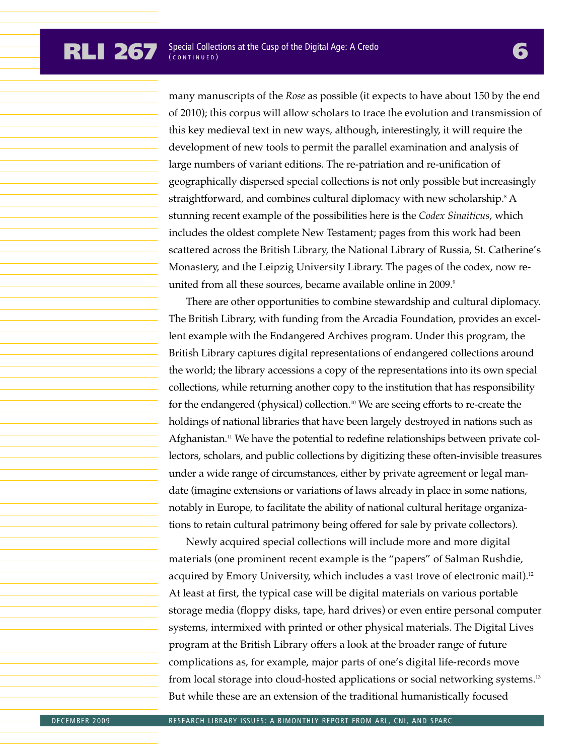many manuscripts of the *Rose* as possible (it expects to have about 150 by the end of 2010); this corpus will allow scholars to trace the evolution and transmission of this key medieval text in new ways, although, interestingly, it will require the development of new tools to permit the parallel examination and analysis of large numbers of variant editions. The re-patriation and re-unification of geographically dispersed special collections is not only possible but increasingly straightforward, and combines cultural diplomacy with new scholarship.[8] A stunning recent example of the possibilities here is the *Codex Sinaiticus*, which includes the oldest complete New Testament; pages from this work had been scattered across the British Library, the National Library of Russia, St. Catherine's Monastery, and the Leipzig University Library. The pages of the codex, now re-united from all these sources, became available online in 2009.[9]

There are other opportunities to combine stewardship and cultural diplomacy. The British Library, with funding from the Arcadia Foundation, provides an excellent example with the Endangered Archives program. Under this program, the British Library captures digital representations of endangered collections around the world; the library accessions a copy of the representations into its own special collections, while returning another copy to the institution that has responsibility for the endangered (physical) collection.[10] We are seeing efforts to re-create the holdings of national libraries that have been largely destroyed in nations such as Afghanistan.[11] We have the potential to redefine relationships between private collectors, scholars, and public collections by digitizing these often-invisible treasures under a wide range of circumstances, either by private agreement or legal mandate (imagine extensions or variations of laws already in place in some nations, notably in Europe, to facilitate the ability of national cultural heritage organizations to retain cultural patrimony being offered for sale by private collectors).

Newly acquired special collections will include more and more digital materials (one prominent recent example is the "papers" of Salman Rushdie, acquired by Emory University, which includes a vast trove of electronic mail).[12] At least at first, the typical case will be digital materials on various portable storage media (floppy disks, tape, hard drives) or even entire personal computer systems, intermixed with printed or other physical materials. The Digital Lives program at the British Library offers a look at the broader range of future complications as, for example, major parts of one's digital life-records move from local storage into cloud-hosted applications or social networking systems.[13] But while these are an extension of the traditional humanistically focused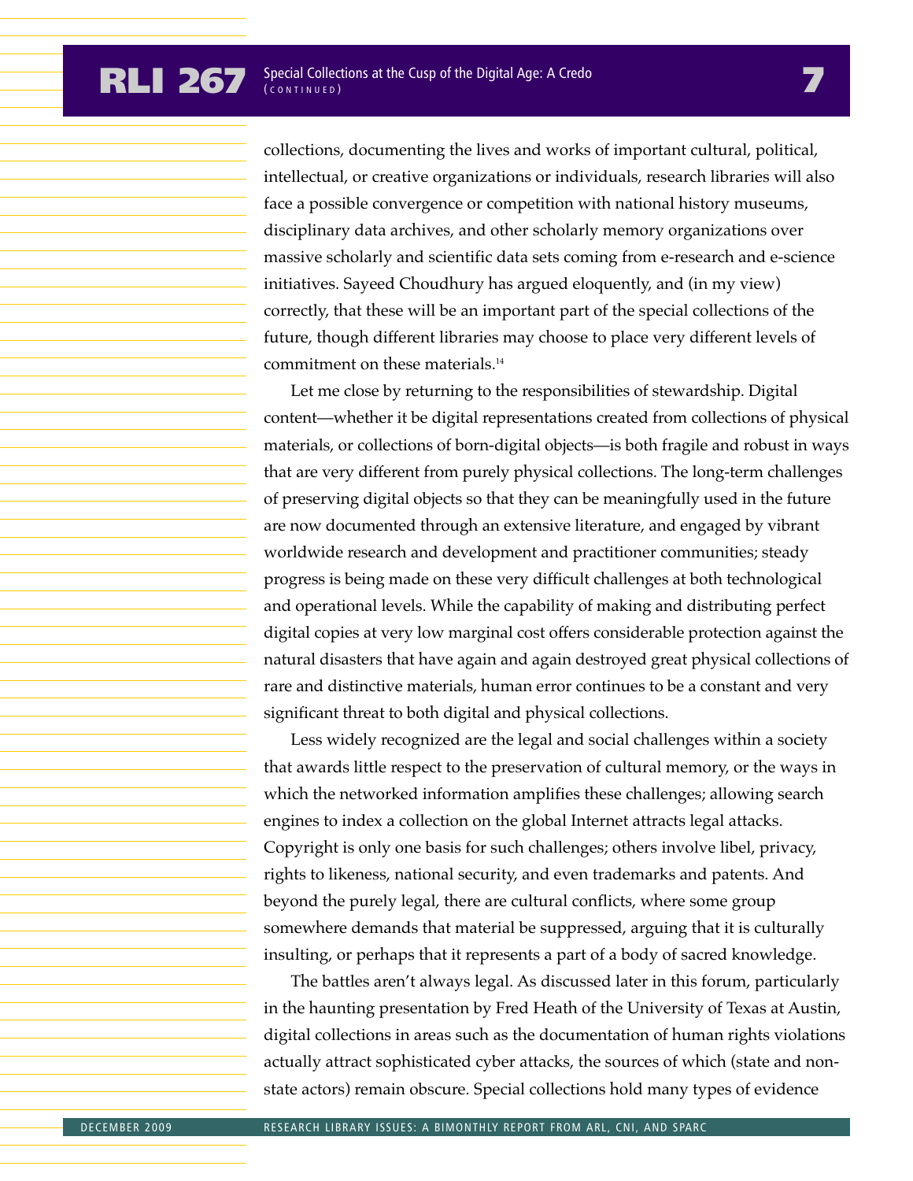collections, documenting the lives and works of important cultural, political, intellectual, or creative organizations or individuals, research libraries will also face a possible convergence or competition with national history museums, disciplinary data archives, and other scholarly memory organizations over massive scholarly and scientific data sets coming from e-research and e-science initiatives. Sayeed Choudhury has argued eloquently, and (in my view) correctly, that these will be an important part of the special collections of the future, though different libraries may choose to place very different levels of commitment on these materials.[14]

Let me close by returning to the responsibilities of stewardship. Digital content—whether it be digital representations created from collections of physical materials, or collections of born-digital objects—is both fragile and robust in ways that are very different from purely physical collections. The long-term challenges of preserving digital objects so that they can be meaningfully used in the future are now documented through an extensive literature, and engaged by vibrant worldwide research and development and practitioner communities; steady progress is being made on these very difficult challenges at both technological and operational levels. While the capability of making and distributing perfect digital copies at very low marginal cost offers considerable protection against the natural disasters that have again and again destroyed great physical collections of rare and distinctive materials, human error continues to be a constant and very significant threat to both digital and physical collections.

Less widely recognized are the legal and social challenges within a society that awards little respect to the preservation of cultural memory, or the ways in which the networked information amplifies these challenges; allowing search engines to index a collection on the global Internet attracts legal attacks. Copyright is only one basis for such challenges; others involve libel, privacy, rights to likeness, national security, and even trademarks and patents. And beyond the purely legal, there are cultural conflicts, where some group somewhere demands that material be suppressed, arguing that it is culturally insulting, or perhaps that it represents a part of a body of sacred knowledge.

The battles aren't always legal. As discussed later in this forum, particularly in the haunting presentation by Fred Heath of the University of Texas at Austin, digital collections in areas such as the documentation of human rights violations actually attract sophisticated cyber attacks, the sources of which (state and non-state actors) remain obscure. Special collections hold many types of evidence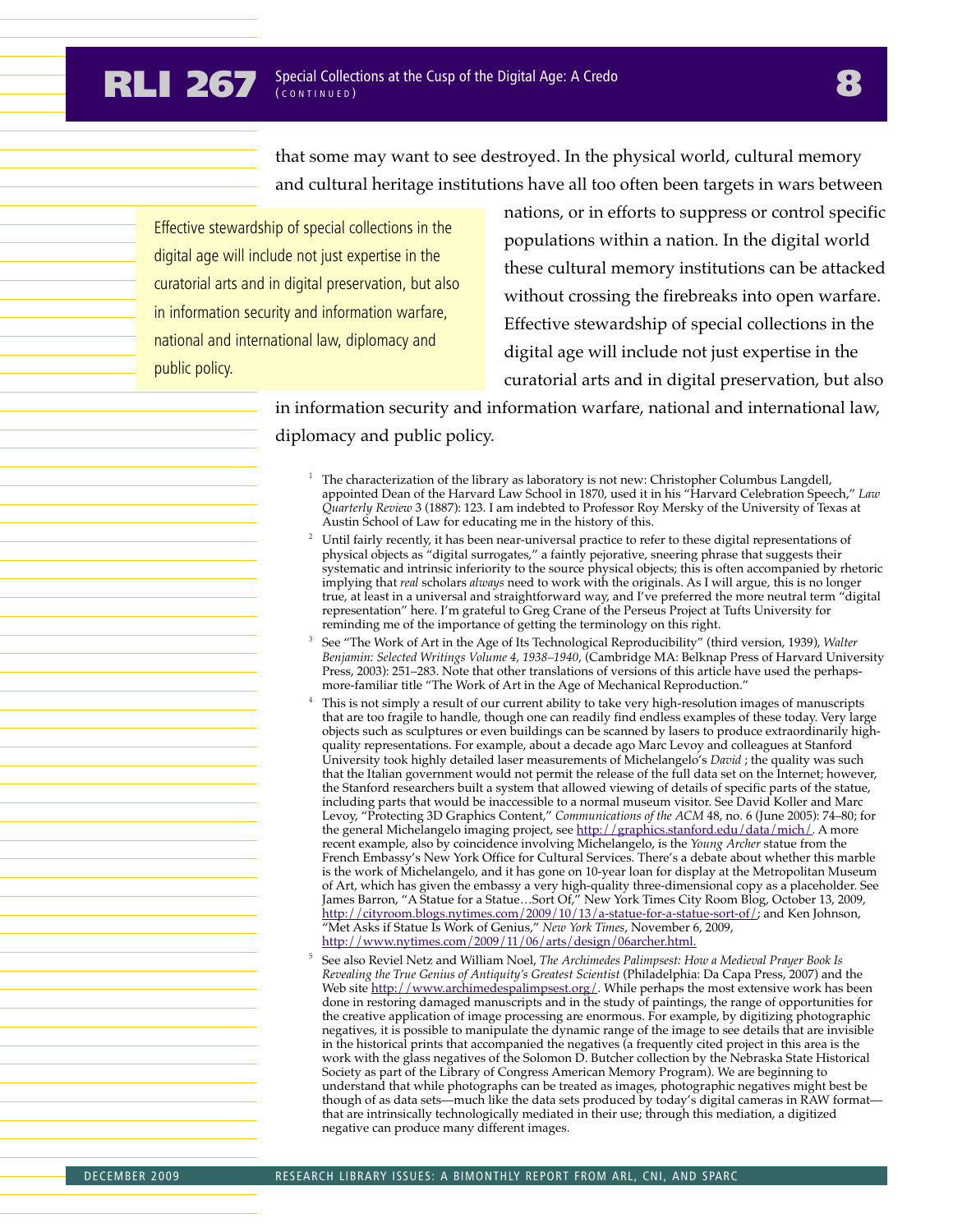that some may want to see destroyed. In the physical world, cultural memory and cultural heritage institutions have all too often been targets in wars between nations, or in efforts to suppress or control specific populations within a nation. In the digital world these cultural memory institutions can be attacked without crossing the firebreaks into open warfare. Effective stewardship of special collections in the digital age will include not just expertise in the curatorial arts and in digital preservation, but also in information security and information warfare, national and international law, diplomacy and public policy.

> Effective stewardship of special collections in the digital age will include not just expertise in the curatorial arts and in digital preservation, but also in information security and information warfare, national and international law, diplomacy and public policy.

[1] The characterization of the library as laboratory is not new: Christopher Columbus Langdell, appointed Dean of the Harvard Law School in 1870, used it in his "Harvard Celebration Speech," *Law Quarterly Review* 3 (1887): 123. I am indebted to Professor Roy Mersky of the University of Texas at Austin School of Law for educating me in the history of this.

[2] Until fairly recently, it has been near-universal practice to refer to these digital representations of physical objects as "digital surrogates," a faintly pejorative, sneering phrase that suggests their systematic and intrinsic inferiority to the source physical objects; this is often accompanied by rhetoric implying that *real* scholars *always* need to work with the originals. As I will argue, this is no longer true, at least in a universal and straightforward way, and I've preferred the more neutral term "digital representation" here. I'm grateful to Greg Crane of the Perseus Project at Tufts University for reminding me of the importance of getting the terminology on this right.

[3] See "The Work of Art in the Age of Its Technological Reproducibility" (third version, 1939), *Walter Benjamin: Selected Writings Volume 4, 1938–1940*, (Cambridge MA: Belknap Press of Harvard University Press, 2003): 251–283. Note that other translations of versions of this article have used the perhaps-more-familiar title "The Work of Art in the Age of Mechanical Reproduction."

[4] This is not simply a result of our current ability to take very high-resolution images of manuscripts that are too fragile to handle, though one can readily find endless examples of these today. Very large objects such as sculptures or even buildings can be scanned by lasers to produce extraordinarily high-quality representations. For example, about a decade ago Marc Levoy and colleagues at Stanford University took highly detailed laser measurements of Michelangelo's *David* ; the quality was such that the Italian government would not permit the release of the full data set on the Internet; however, the Stanford researchers built a system that allowed viewing of details of specific parts of the statue, including parts that would be inaccessible to a normal museum visitor. See David Koller and Marc Levoy, "Protecting 3D Graphics Content," *Communications of the ACM* 48, no. 6 (June 2005): 74–80; for the general Michelangelo imaging project, see http://graphics.stanford.edu/data/mich/. A more recent example, also by coincidence involving Michelangelo, is the *Young Archer* statue from the French Embassy's New York Office for Cultural Services. There's a debate about whether this marble is the work of Michelangelo, and it has gone on 10-year loan for display at the Metropolitan Museum of Art, which has given the embassy a very high-quality three-dimensional copy as a placeholder. See James Barron, "A Statue for a Statue…Sort Of," New York Times City Room Blog, October 13, 2009, http://cityroom.blogs.nytimes.com/2009/10/13/a-statue-for-a-statue-sort-of/; and Ken Johnson, "Met Asks if Statue Is Work of Genius," *New York Times*, November 6, 2009, http://www.nytimes.com/2009/11/06/arts/design/06archer.html.

[5] See also Reviel Netz and William Noel, *The Archimedes Palimpsest: How a Medieval Prayer Book Is Revealing the True Genius of Antiquity's Greatest Scientist* (Philadelphia: Da Capa Press, 2007) and the Web site http://www.archimedespalimpsest.org/. While perhaps the most extensive work has been done in restoring damaged manuscripts and in the study of paintings, the range of opportunities for the creative application of image processing are enormous. For example, by digitizing photographic negatives, it is possible to manipulate the dynamic range of the image to see details that are invisible in the historical prints that accompanied the negatives (a frequently cited project in this area is the work with the glass negatives of the Solomon D. Butcher collection by the Nebraska State Historical Society as part of the Library of Congress American Memory Program). We are beginning to understand that while photographs can be treated as images, photographic negatives might best be though of as data sets—much like the data sets produced by today's digital cameras in RAW format—that are intrinsically technologically mediated in their use; through this mediation, a digitized negative can produce many different images.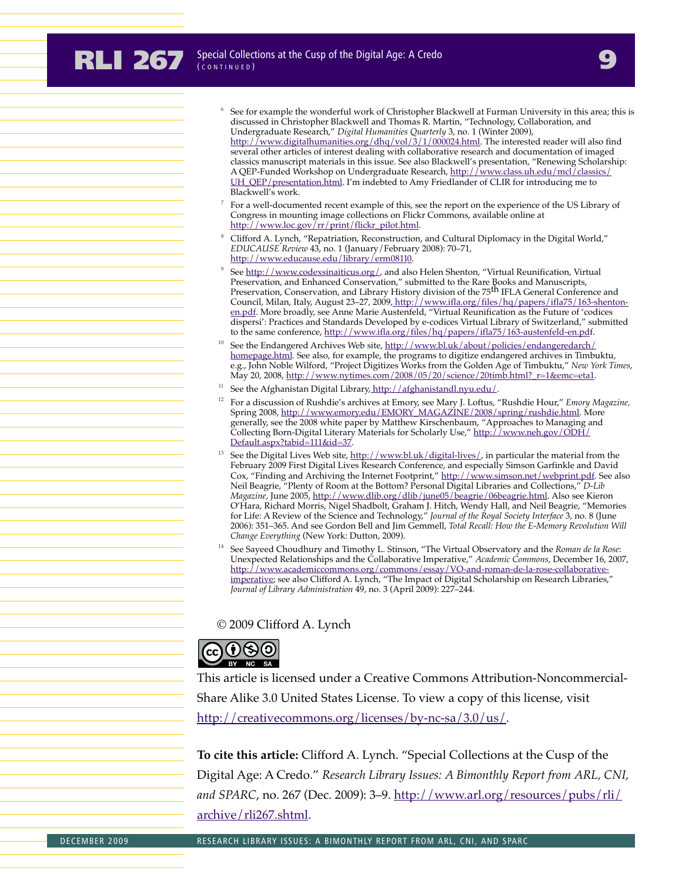[6] See for example the wonderful work of Christopher Blackwell at Furman University in this area; this is discussed in Christopher Blackwell and Thomas R. Martin, "Technology, Collaboration, and Undergraduate Research," *Digital Humanities Quarterly* 3, no. 1 (Winter 2009), http://www.digitalhumanities.org/dhq/vol/3/1/000024.html. The interested reader will also find several other articles of interest dealing with collaborative research and documentation of imaged classics manuscript materials in this issue. See also Blackwell's presentation, "Renewing Scholarship: A QEP-Funded Workshop on Undergraduate Research, http://www.class.uh.edu/mcl/classics/UH_QEP/presentation.html. I'm indebted to Amy Friedlander of CLIR for introducing me to Blackwell's work.

[7] For a well-documented recent example of this, see the report on the experience of the US Library of Congress in mounting image collections on Flickr Commons, available online at http://www.loc.gov/rr/print/flickr_pilot.html.

[8] Clifford A. Lynch, "Repatriation, Reconstruction, and Cultural Diplomacy in the Digital World," *EDUCAUSE Review* 43, no. 1 (January/February 2008): 70–71, http://www.educause.edu/library/erm08110.

[9] See http://www.codexsinaiticus.org/, and also Helen Shenton, "Virtual Reunification, Virtual Preservation, and Enhanced Conservation," submitted to the Rare Books and Manuscripts, Preservation, Conservation, and Library History division of the 75th IFLA General Conference and Council, Milan, Italy, August 23–27, 2009, http://www.ifla.org/files/hq/papers/ifla75/163-shenton-en.pdf. More broadly, see Anne Marie Austenfeld, "Virtual Reunification as the Future of 'codices dispersi': Practices and Standards Developed by e-codices Virtual Library of Switzerland," submitted to the same conference, http://www.ifla.org/files/hq/papers/ifla75/163-austenfeld-en.pdf.

[10] See the Endangered Archives Web site, http://www.bl.uk/about/policies/endangeredarch/homepage.html. See also, for example, the programs to digitize endangered archives in Timbuktu, e.g., John Noble Wilford, "Project Digitizes Works from the Golden Age of Timbuktu," *New York Times*, May 20, 2008, http://www.nytimes.com/2008/05/20/science/20timb.html?_r=1&emc=eta1.

[11] See the Afghanistan Digital Library, http://afghanistandl.nyu.edu/.

[12] For a discussion of Rushdie's archives at Emory, see Mary J. Loftus, "Rushdie Hour," *Emory Magazine*, Spring 2008, http://www.emory.edu/EMORY_MAGAZINE/2008/spring/rushdie.html. More generally, see the 2008 white paper by Matthew Kirschenbaum, "Approaches to Managing and Collecting Born-Digital Literary Materials for Scholarly Use," http://www.neh.gov/ODH/Default.aspx?tabid=111&id=37.

[13] See the Digital Lives Web site, http://www.bl.uk/digital-lives/, in particular the material from the February 2009 First Digital Lives Research Conference, and especially Simson Garfinkle and David Cox, "Finding and Archiving the Internet Footprint," http://www.simson.net/webprint.pdf. See also Neil Beagrie, "Plenty of Room at the Bottom? Personal Digital Libraries and Collections," *D-Lib Magazine*, June 2005, http://www.dlib.org/dlib/june05/beagrie/06beagrie.html. Also see Kieron O'Hara, Richard Morris, Nigel Shadbolt, Graham J. Hitch, Wendy Hall, and Neil Beagrie, "Memories for Life: A Review of the Science and Technology," *Journal of the Royal Society Interface* 3, no. 8 (June 2006): 351–365. And see Gordon Bell and Jim Gemmell, *Total Recall: How the E-Memory Revolution Will Change Everything* (New York: Dutton, 2009).

[14] See Sayeed Choudhury and Timothy L. Stinson, "The Virtual Observatory and the *Roman de la Rose*: Unexpected Relationships and the Collaborative Imperative," *Academic Commons*, December 16, 2007, http://www.academiccommons.org/commons/essay/VO-and-roman-de-la-rose-collaborative-imperative; see also Clifford A. Lynch, "The Impact of Digital Scholarship on Research Libraries," *Journal of Library Administration* 49, no. 3 (April 2009): 227–244.

© 2009 Clifford A. Lynch

This article is licensed under a Creative Commons Attribution-Noncommercial-Share Alike 3.0 United States License. To view a copy of this license, visit http://creativecommons.org/licenses/by-nc-sa/3.0/us/.

**To cite this article:** Clifford A. Lynch. "Special Collections at the Cusp of the Digital Age: A Credo." *Research Library Issues: A Bimonthly Report from ARL, CNI, and SPARC*, no. 267 (Dec. 2009): 3–9. http://www.arl.org/resources/pubs/rli/archive/rli267.shtml.